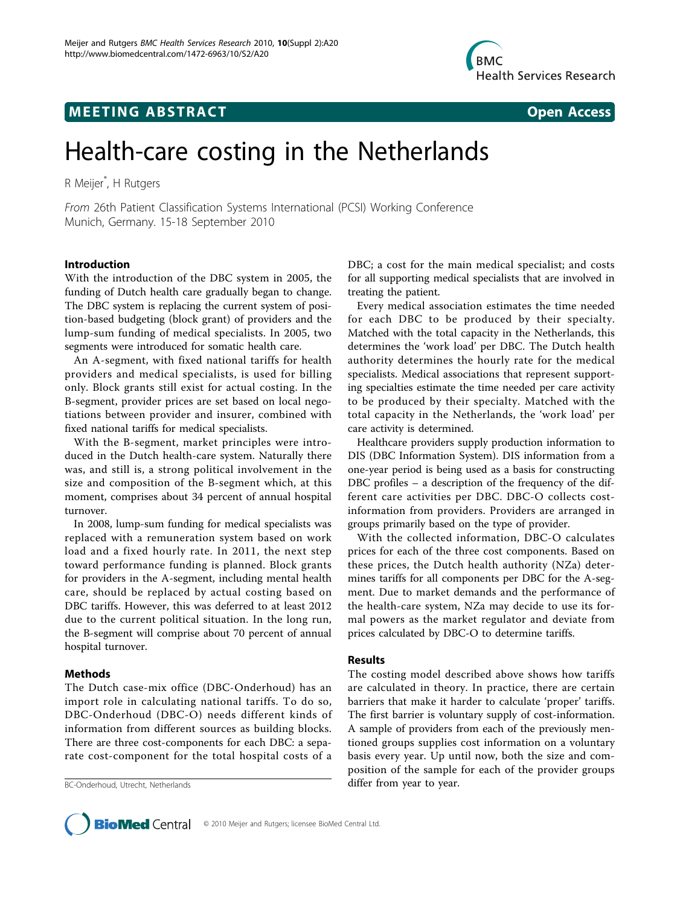MEETING ABSTRACT Open Access

# Health-care costing in the Netherlands

R Meijer*, H Rutgers

*From* 26th Patient Classification Systems International (PCSI) Working Conference
Munich, Germany. 15-18 September 2010

## Introduction

With the introduction of the DBC system in 2005, the funding of Dutch health care gradually began to change. The DBC system is replacing the current system of position-based budgeting (block grant) of providers and the lump-sum funding of medical specialists. In 2005, two segments were introduced for somatic health care.

An A-segment, with fixed national tariffs for health providers and medical specialists, is used for billing only. Block grants still exist for actual costing. In the B-segment, provider prices are set based on local negotiations between provider and insurer, combined with fixed national tariffs for medical specialists.

With the B-segment, market principles were introduced in the Dutch health-care system. Naturally there was, and still is, a strong political involvement in the size and composition of the B-segment which, at this moment, comprises about 34 percent of annual hospital turnover.

In 2008, lump-sum funding for medical specialists was replaced with a remuneration system based on work load and a fixed hourly rate. In 2011, the next step toward performance funding is planned. Block grants for providers in the A-segment, including mental health care, should be replaced by actual costing based on DBC tariffs. However, this was deferred to at least 2012 due to the current political situation. In the long run, the B-segment will comprise about 70 percent of annual hospital turnover.

## Methods

The Dutch case-mix office (DBC-Onderhoud) has an import role in calculating national tariffs. To do so, DBC-Onderhoud (DBC-O) needs different kinds of information from different sources as building blocks. There are three cost-components for each DBC: a separate cost-component for the total hospital costs of a DBC; a cost for the main medical specialist; and costs for all supporting medical specialists that are involved in treating the patient.

Every medical association estimates the time needed for each DBC to be produced by their specialty. Matched with the total capacity in the Netherlands, this determines the 'work load' per DBC. The Dutch health authority determines the hourly rate for the medical specialists. Medical associations that represent supporting specialties estimate the time needed per care activity to be produced by their specialty. Matched with the total capacity in the Netherlands, the 'work load' per care activity is determined.

Healthcare providers supply production information to DIS (DBC Information System). DIS information from a one-year period is being used as a basis for constructing DBC profiles – a description of the frequency of the different care activities per DBC. DBC-O collects cost-information from providers. Providers are arranged in groups primarily based on the type of provider.

With the collected information, DBC-O calculates prices for each of the three cost components. Based on these prices, the Dutch health authority (NZa) determines tariffs for all components per DBC for the A-segment. Due to market demands and the performance of the health-care system, NZa may decide to use its formal powers as the market regulator and deviate from prices calculated by DBC-O to determine tariffs.

## Results

The costing model described above shows how tariffs are calculated in theory. In practice, there are certain barriers that make it harder to calculate 'proper' tariffs. The first barrier is voluntary supply of cost-information. A sample of providers from each of the previously mentioned groups supplies cost information on a voluntary basis every year. Up until now, both the size and composition of the sample for each of the provider groups differ from year to year.

BC-Onderhoud, Utrecht, Netherlands

© 2010 Meijer and Rutgers; licensee BioMed Central Ltd.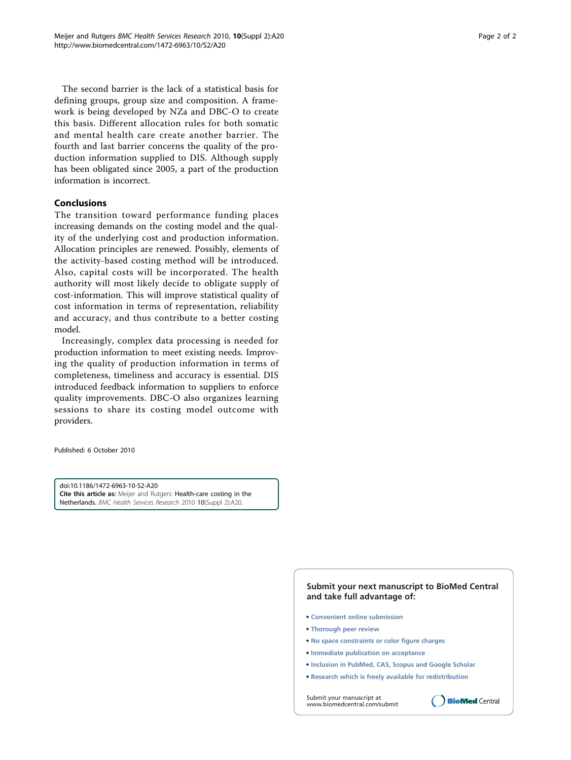The second barrier is the lack of a statistical basis for defining groups, group size and composition. A framework is being developed by NZa and DBC-O to create this basis. Different allocation rules for both somatic and mental health care create another barrier. The fourth and last barrier concerns the quality of the production information supplied to DIS. Although supply has been obligated since 2005, a part of the production information is incorrect.

## Conclusions

The transition toward performance funding places increasing demands on the costing model and the quality of the underlying cost and production information. Allocation principles are renewed. Possibly, elements of the activity-based costing method will be introduced. Also, capital costs will be incorporated. The health authority will most likely decide to obligate supply of cost-information. This will improve statistical quality of cost information in terms of representation, reliability and accuracy, and thus contribute to a better costing model.

Increasingly, complex data processing is needed for production information to meet existing needs. Improving the quality of production information in terms of completeness, timeliness and accuracy is essential. DIS introduced feedback information to suppliers to enforce quality improvements. DBC-O also organizes learning sessions to share its costing model outcome with providers.

Published: 6 October 2010

doi:10.1186/1472-6963-10-S2-A20
**Cite this article as:** Meijer and Rutgers: Health-care costing in the Netherlands. *BMC Health Services Research* 2010 **10**(Suppl 2):A20.